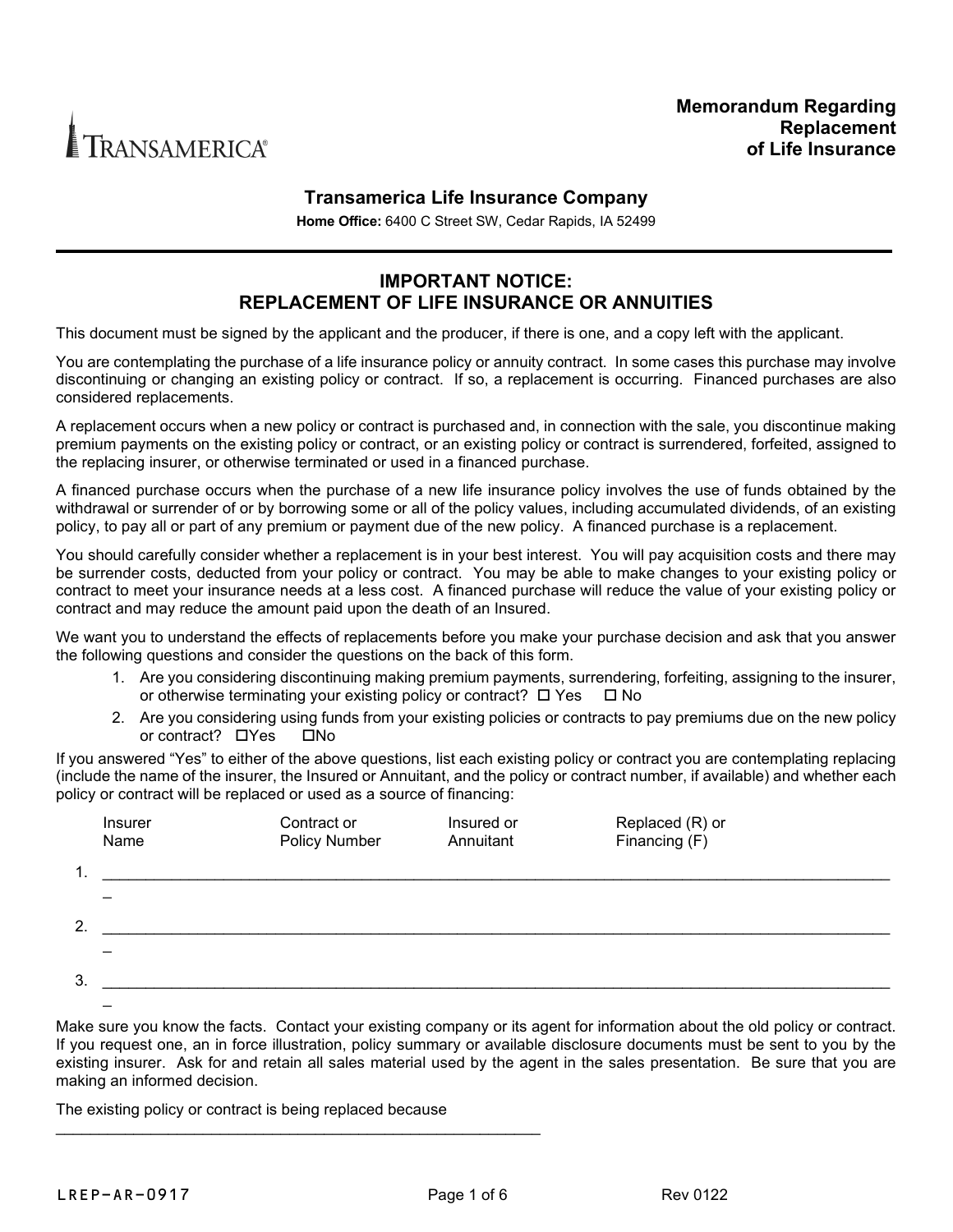**Memorandum Regarding Replacement of Life Insurance**

TRANSAMERICA®

## Transamerica Life Insurance Company

**Home Office:** 6400 C Street SW, Cedar Rapids, IA 52499

---

## IMPORTANT NOTICE: REPLACEMENT OF LIFE INSURANCE OR ANNUITIES

This document must be signed by the applicant and the producer, if there is one, and a copy left with the applicant.

You are contemplating the purchase of a life insurance policy or annuity contract. In some cases this purchase may involve discontinuing or changing an existing policy or contract. If so, a replacement is occurring. Financed purchases are also considered replacements.

A replacement occurs when a new policy or contract is purchased and, in connection with the sale, you discontinue making premium payments on the existing policy or contract, or an existing policy or contract is surrendered, forfeited, assigned to the replacing insurer, or otherwise terminated or used in a financed purchase.

A financed purchase occurs when the purchase of a new life insurance policy involves the use of funds obtained by the withdrawal or surrender of or by borrowing some or all of the policy values, including accumulated dividends, of an existing policy, to pay all or part of any premium or payment due of the new policy. A financed purchase is a replacement.

You should carefully consider whether a replacement is in your best interest. You will pay acquisition costs and there may be surrender costs, deducted from your policy or contract. You may be able to make changes to your existing policy or contract to meet your insurance needs at a less cost. A financed purchase will reduce the value of your existing policy or contract and may reduce the amount paid upon the death of an Insured.

We want you to understand the effects of replacements before you make your purchase decision and ask that you answer the following questions and consider the questions on the back of this form.

1. Are you considering discontinuing making premium payments, surrendering, forfeiting, assigning to the insurer, or otherwise terminating your existing policy or contract? ☐ Yes ☐ No
2. Are you considering using funds from your existing policies or contracts to pay premiums due on the new policy or contract? ☐Yes ☐No

If you answered "Yes" to either of the above questions, list each existing policy or contract you are contemplating replacing (include the name of the insurer, the Insured or Annuitant, and the policy or contract number, if available) and whether each policy or contract will be replaced or used as a source of financing:

| | Insurer Name | Contract or Policy Number | Insured or Annuitant | Replaced (R) or Financing (F) |
|---|---|---|---|---|
| 1. | | | | |
| 2. | | | | |
| 3. | | | | |

Make sure you know the facts. Contact your existing company or its agent for information about the old policy or contract. If you request one, an in force illustration, policy summary or available disclosure documents must be sent to you by the existing insurer. Ask for and retain all sales material used by the agent in the sales presentation. Be sure that you are making an informed decision.

The existing policy or contract is being replaced because ___________________________________________________________

LREP-AR-0917 Rev 0122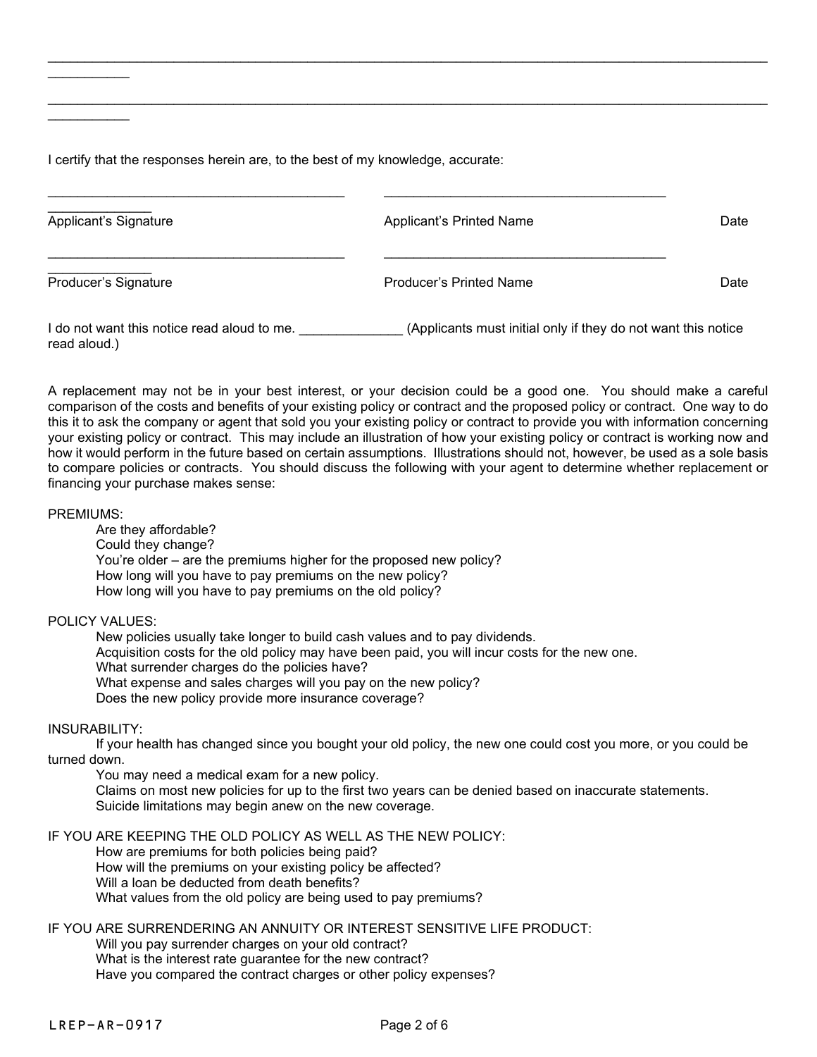\_\_\_\_\_\_\_\_\_\_\_\_\_\_\_\_\_\_\_\_\_\_\_\_\_\_\_\_\_\_\_\_\_\_\_\_\_\_\_\_\_\_\_\_\_\_\_\_\_\_\_\_\_\_\_\_\_\_\_\_\_\_\_\_\_\_\_\_\_\_\_\_\_\_\_\_\_\_\_\_\_\_\_\_\_\_\_\_\_\_\_\_\_\_\_\_\_\_\_\_

\_\_\_\_\_\_\_\_\_\_\_\_\_\_\_\_\_\_\_\_\_\_\_\_\_\_\_\_\_\_\_\_\_\_\_\_\_\_\_\_\_\_\_\_\_\_\_\_\_\_\_\_\_\_\_\_\_\_\_\_\_\_\_\_\_\_\_\_\_\_\_\_\_\_\_\_\_\_\_\_\_\_\_\_\_\_\_\_\_\_\_\_\_\_\_\_\_\_\_\_

I certify that the responses herein are, to the best of my knowledge, accurate:

| \_\_\_\_\_\_\_\_\_\_\_\_\_\_\_\_\_\_\_\_\_\_\_\_\_\_ | \_\_\_\_\_\_\_\_\_\_\_\_\_\_\_\_\_\_\_\_\_\_\_\_\_\_ | \_\_\_\_\_\_\_\_\_\_ |
|---|---|---|
| Applicant's Signature | Applicant's Printed Name | Date |
| \_\_\_\_\_\_\_\_\_\_\_\_\_\_\_\_\_\_\_\_\_\_\_\_\_\_ | \_\_\_\_\_\_\_\_\_\_\_\_\_\_\_\_\_\_\_\_\_\_\_\_\_\_ | \_\_\_\_\_\_\_\_\_\_ |
| Producer's Signature | Producer's Printed Name | Date |

I do not want this notice read aloud to me. \_\_\_\_\_\_\_\_\_\_\_\_\_\_ (Applicants must initial only if they do not want this notice read aloud.)

A replacement may not be in your best interest, or your decision could be a good one. You should make a careful comparison of the costs and benefits of your existing policy or contract and the proposed policy or contract. One way to do this it to ask the company or agent that sold you your existing policy or contract to provide you with information concerning your existing policy or contract. This may include an illustration of how your existing policy or contract is working now and how it would perform in the future based on certain assumptions. Illustrations should not, however, be used as a sole basis to compare policies or contracts. You should discuss the following with your agent to determine whether replacement or financing your purchase makes sense:

PREMIUMS:

- Are they affordable?
- Could they change?
- You're older – are the premiums higher for the proposed new policy?
- How long will you have to pay premiums on the new policy?
- How long will you have to pay premiums on the old policy?

POLICY VALUES:

- New policies usually take longer to build cash values and to pay dividends.
- Acquisition costs for the old policy may have been paid, you will incur costs for the new one.
- What surrender charges do the policies have?
- What expense and sales charges will you pay on the new policy?
- Does the new policy provide more insurance coverage?

INSURABILITY:

- If your health has changed since you bought your old policy, the new one could cost you more, or you could be turned down.
- You may need a medical exam for a new policy.
- Claims on most new policies for up to the first two years can be denied based on inaccurate statements.
- Suicide limitations may begin anew on the new coverage.

IF YOU ARE KEEPING THE OLD POLICY AS WELL AS THE NEW POLICY:

- How are premiums for both policies being paid?
- How will the premiums on your existing policy be affected?
- Will a loan be deducted from death benefits?
- What values from the old policy are being used to pay premiums?

IF YOU ARE SURRENDERING AN ANNUITY OR INTEREST SENSITIVE LIFE PRODUCT:

- Will you pay surrender charges on your old contract?
- What is the interest rate guarantee for the new contract?
- Have you compared the contract charges or other policy expenses?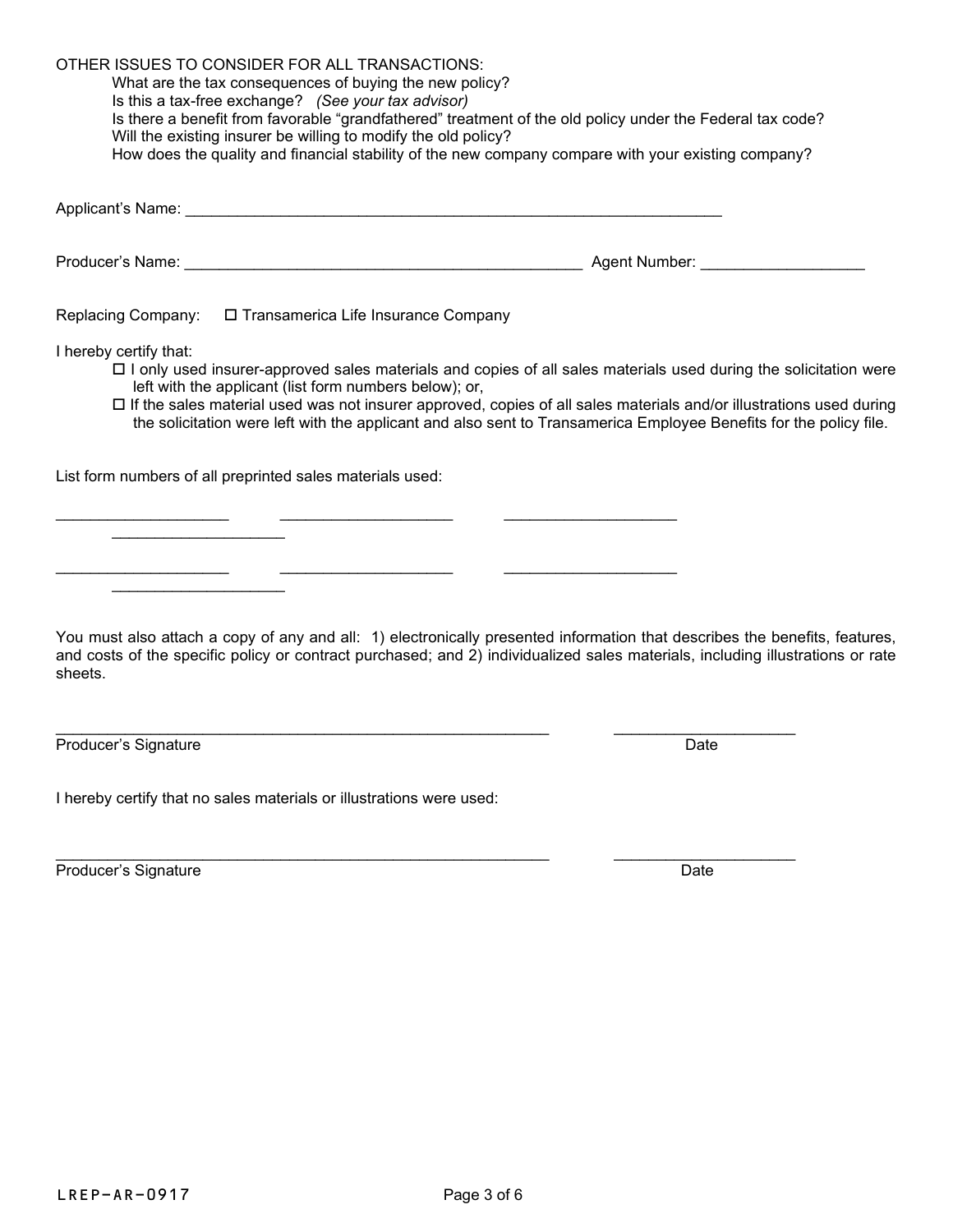OTHER ISSUES TO CONSIDER FOR ALL TRANSACTIONS:

What are the tax consequences of buying the new policy?
Is this a tax-free exchange? *(See your tax advisor)*
Is there a benefit from favorable "grandfathered" treatment of the old policy under the Federal tax code?
Will the existing insurer be willing to modify the old policy?
How does the quality and financial stability of the new company compare with your existing company?

Applicant's Name: ______________________________________________________________

Producer's Name: ______________________________________________ Agent Number: __________________

Replacing Company: ☐ Transamerica Life Insurance Company

I hereby certify that:

☐ I only used insurer-approved sales materials and copies of all sales materials used during the solicitation were left with the applicant (list form numbers below); or,

☐ If the sales material used was not insurer approved, copies of all sales materials and/or illustrations used during the solicitation were left with the applicant and also sent to Transamerica Employee Benefits for the policy file.

List form numbers of all preprinted sales materials used:

___________________ ___________________ ___________________ ___________________

___________________ ___________________ ___________________ ___________________

You must also attach a copy of any and all: 1) electronically presented information that describes the benefits, features, and costs of the specific policy or contract purchased; and 2) individualized sales materials, including illustrations or rate sheets.

_______________________________________________________ ____________________
Producer's Signature Date

I hereby certify that no sales materials or illustrations were used:

_______________________________________________________ ____________________
Producer's Signature Date

LREP-AR-0917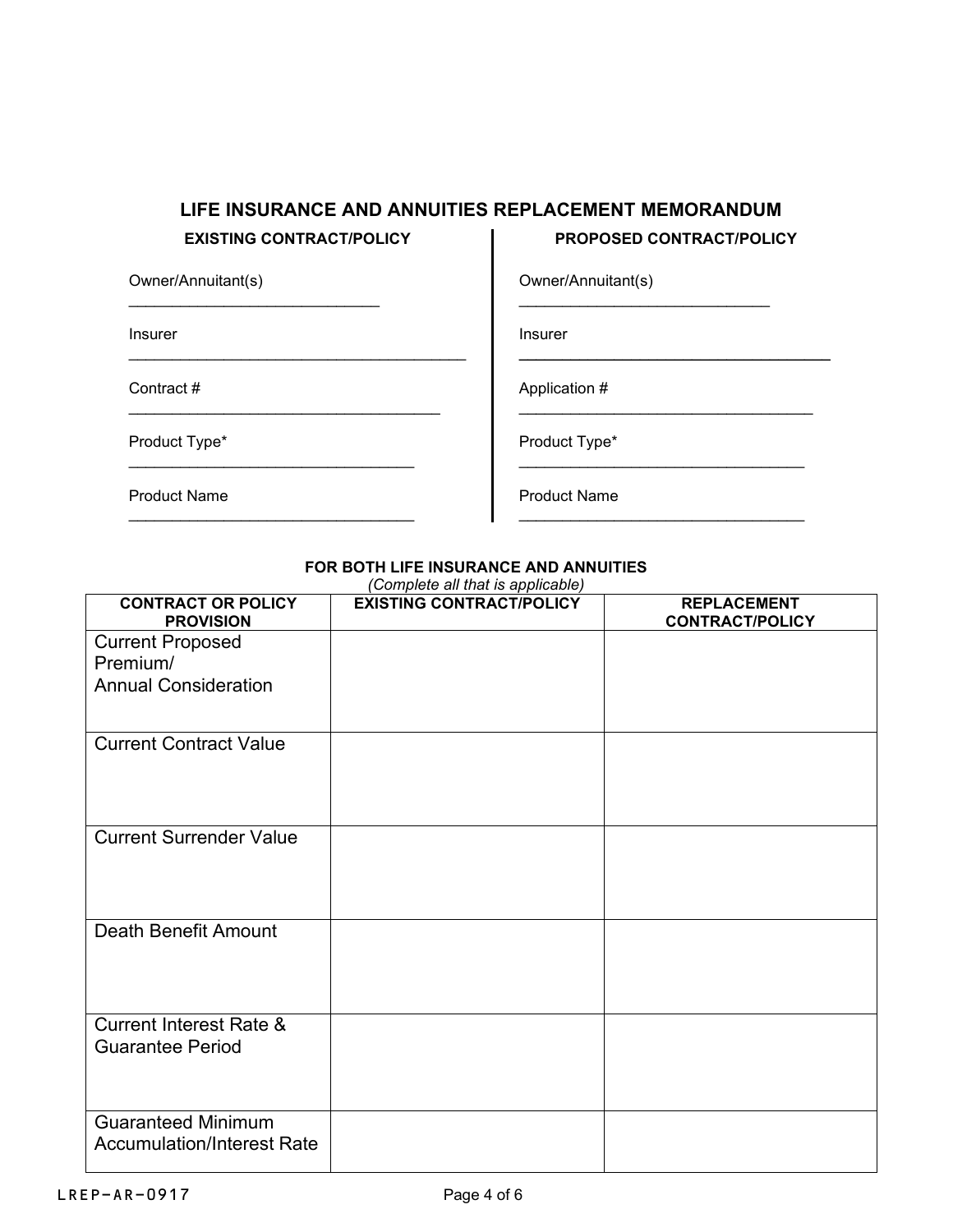## LIFE INSURANCE AND ANNUITIES REPLACEMENT MEMORANDUM

**EXISTING CONTRACT/POLICY**

Owner/Annuitant(s) ______________________________

Insurer ______________________________

Contract # ______________________________

Product Type* ______________________________

Product Name ______________________________

**PROPOSED CONTRACT/POLICY**

Owner/Annuitant(s) ______________________________

Insurer ______________________________

Application # ______________________________

Product Type* ______________________________

Product Name ______________________________

### FOR BOTH LIFE INSURANCE AND ANNUITIES

*(Complete all that is applicable)*

| CONTRACT OR POLICY PROVISION | EXISTING CONTRACT/POLICY | REPLACEMENT CONTRACT/POLICY |
|---|---|---|
| Current Proposed Premium/ Annual Consideration | | |
| Current Contract Value | | |
| Current Surrender Value | | |
| Death Benefit Amount | | |
| Current Interest Rate & Guarantee Period | | |
| Guaranteed Minimum Accumulation/Interest Rate | | |

LREP-AR-0917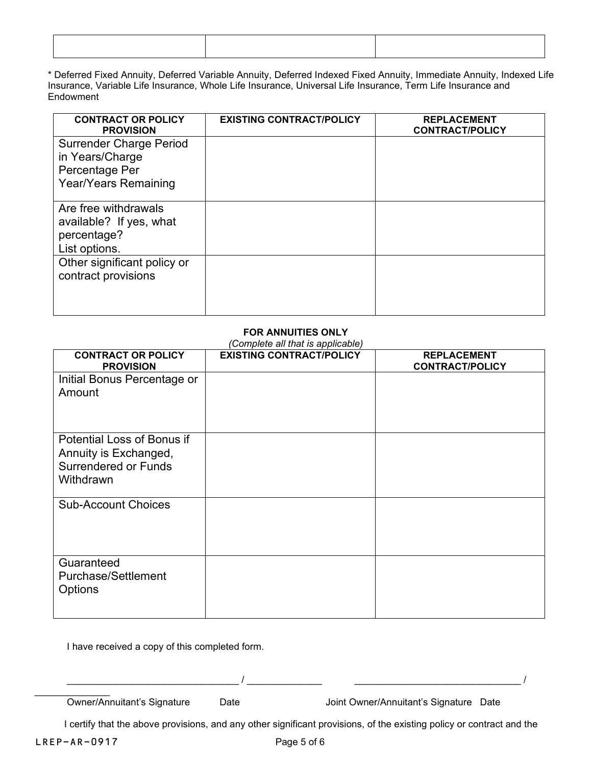| | | |
|---|---|---|
| | | |

* Deferred Fixed Annuity, Deferred Variable Annuity, Deferred Indexed Fixed Annuity, Immediate Annuity, Indexed Life Insurance, Variable Life Insurance, Whole Life Insurance, Universal Life Insurance, Term Life Insurance and Endowment

| CONTRACT OR POLICY PROVISION | EXISTING CONTRACT/POLICY | REPLACEMENT CONTRACT/POLICY |
|---|---|---|
| Surrender Charge Period in Years/Charge Percentage Per Year/Years Remaining | | |
| Are free withdrawals available? If yes, what percentage? List options. | | |
| Other significant policy or contract provisions | | |

**FOR ANNUITIES ONLY**

*(Complete all that is applicable)*

| CONTRACT OR POLICY PROVISION | EXISTING CONTRACT/POLICY | REPLACEMENT CONTRACT/POLICY |
|---|---|---|
| Initial Bonus Percentage or Amount | | |
| Potential Loss of Bonus if Annuity is Exchanged, Surrendered or Funds Withdrawn | | |
| Sub-Account Choices | | |
| Guaranteed Purchase/Settlement Options | | |

I have received a copy of this completed form.

_______________________________ / ______________ _______________________________ / ______________

Owner/Annuitant's Signature Date Joint Owner/Annuitant's Signature Date

I certify that the above provisions, and any other significant provisions, of the existing policy or contract and the

LREP-AR-0917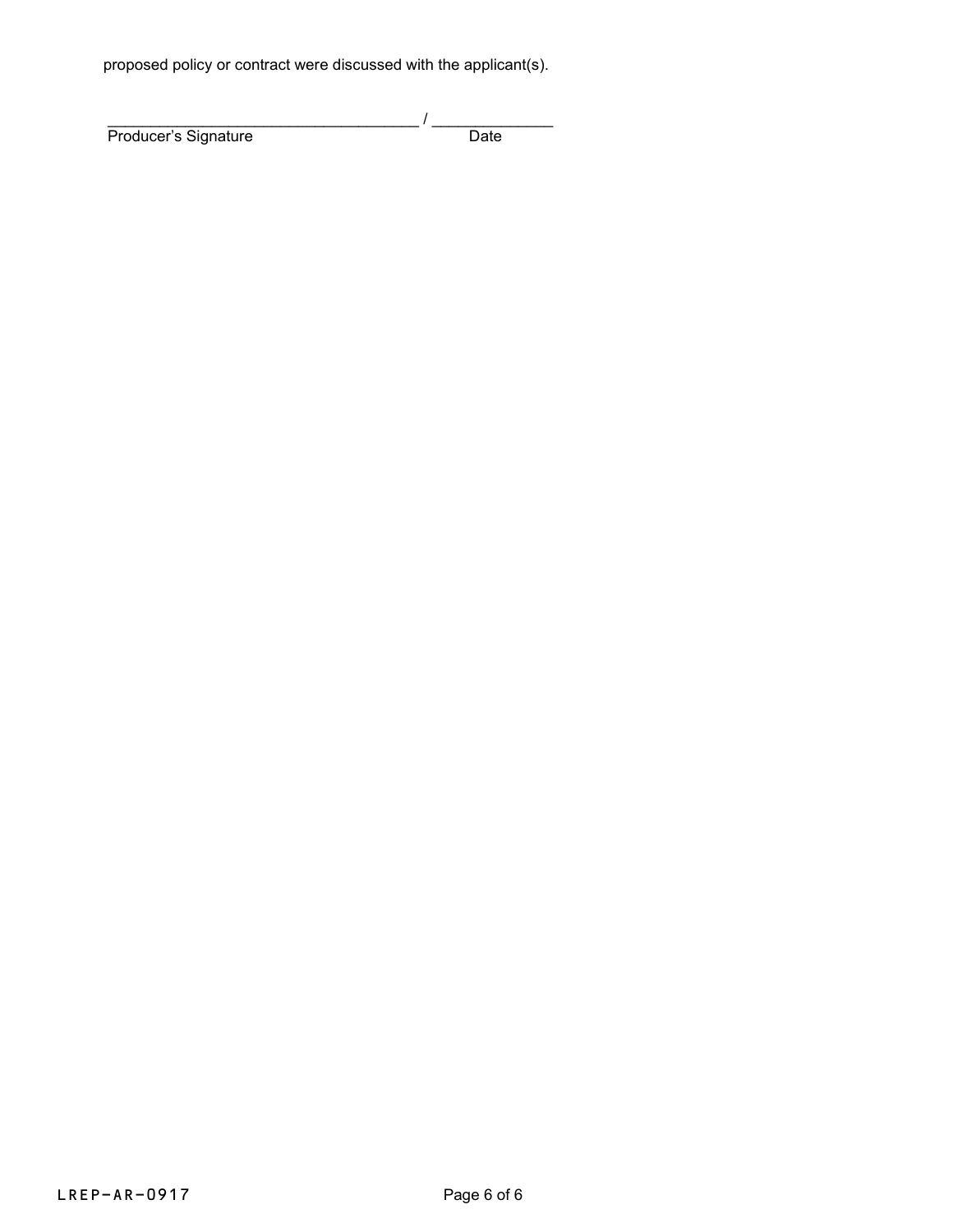proposed policy or contract were discussed with the applicant(s).

____________________________________ / ______________
Producer's Signature Date

LREP-AR-0917